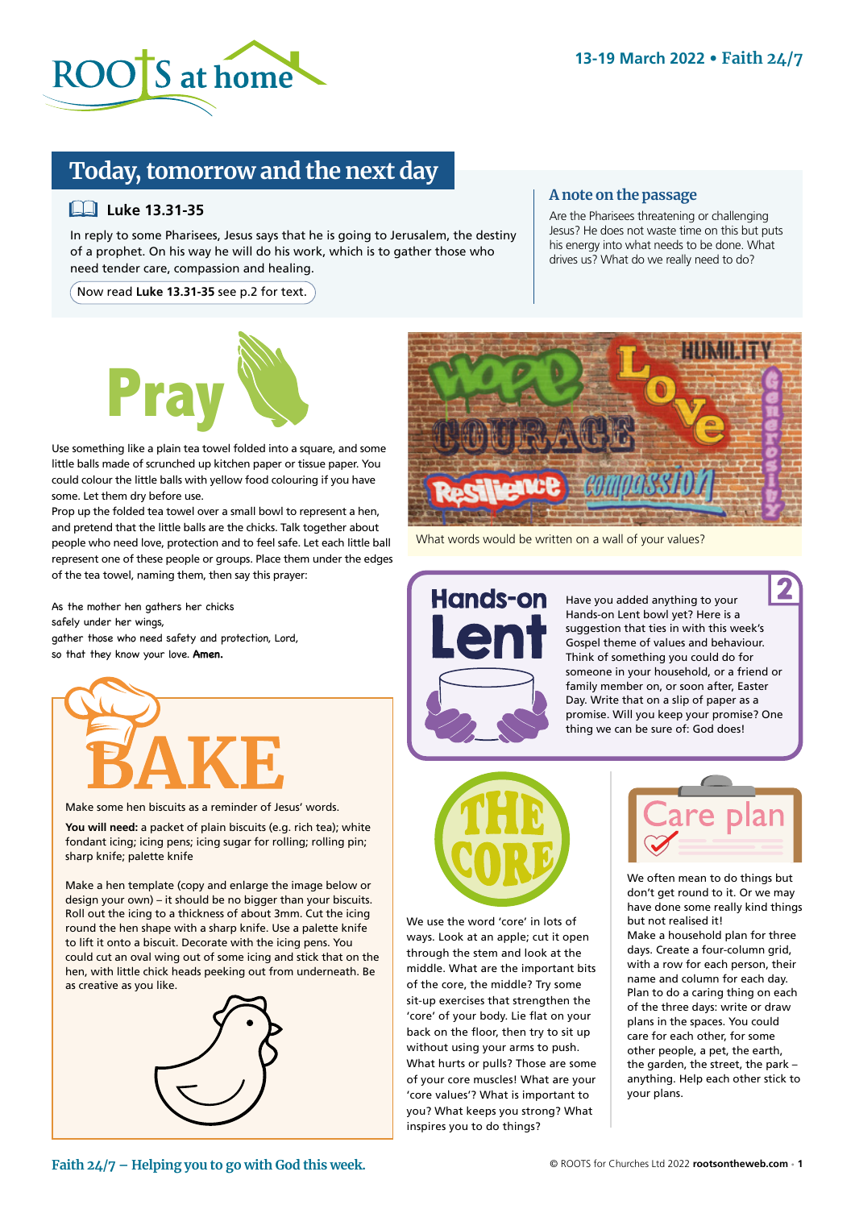# Today, tomorrow and the next day

### Luke 13.31-35

In reply to some Pharisees, Jesus says that he is going to Jerusalem, the destiny of a prophet. On his way he will do his work, which is to gather those who need tender care, compassion and healing.

Now read **Luke 13.31-35** see p.2 for text.

### A note on the passage

Are the Pharisees threatening or challenging Jesus? He does not waste time on this but puts his energy into what needs to be done. What drives us? What do we really need to do?

## Pray

Use something like a plain tea towel folded into a square, and some little balls made of scrunched up kitchen paper or tissue paper. You could colour the little balls with yellow food colouring if you have some. Let them dry before use.

Prop up the folded tea towel over a small bowl to represent a hen, and pretend that the little balls are the chicks. Talk together about people who need love, protection and to feel safe. Let each little ball represent one of these people or groups. Place them under the edges of the tea towel, naming them, then say this prayer:

As the mother hen gathers her chicks
safely under her wings,
gather those who need safety and protection, Lord,
so that they know your love. **Amen.**

What words would be written on a wall of your values?

## Hands-on Lent

Have you added anything to your Hands-on Lent bowl yet? Here is a suggestion that ties in with this week's Gospel theme of values and behaviour. Think of something you could do for someone in your household, or a friend or family member on, or soon after, Easter Day. Write that on a slip of paper as a promise. Will you keep your promise? One thing we can be sure of: God does!

## BAKE

Make some hen biscuits as a reminder of Jesus' words.

**You will need:** a packet of plain biscuits (e.g. rich tea); white fondant icing; icing pens; icing sugar for rolling; rolling pin; sharp knife; palette knife

Make a hen template (copy and enlarge the image below or design your own) – it should be no bigger than your biscuits. Roll out the icing to a thickness of about 3mm. Cut the icing round the hen shape with a sharp knife. Use a palette knife to lift it onto a biscuit. Decorate with the icing pens. You could cut an oval wing out of some icing and stick that on the hen, with little chick heads peeking out from underneath. Be as creative as you like.

## THE CORE

We use the word 'core' in lots of ways. Look at an apple; cut it open through the stem and look at the middle. What are the important bits of the core, the middle? Try some sit-up exercises that strengthen the 'core' of your body. Lie flat on your back on the floor, then try to sit up without using your arms to push. What hurts or pulls? Those are some of your core muscles! What are your 'core values'? What is important to you? What keeps you strong? What inspires you to do things?

## Care plan

We often mean to do things but don't get round to it. Or we may have done some really kind things but not realised it!

Make a household plan for three days. Create a four-column grid, with a row for each person, their name and column for each day. Plan to do a caring thing on each of the three days: write or draw plans in the spaces. You could care for each other, for some other people, a pet, the earth, the garden, the street, the park – anything. Help each other stick to your plans.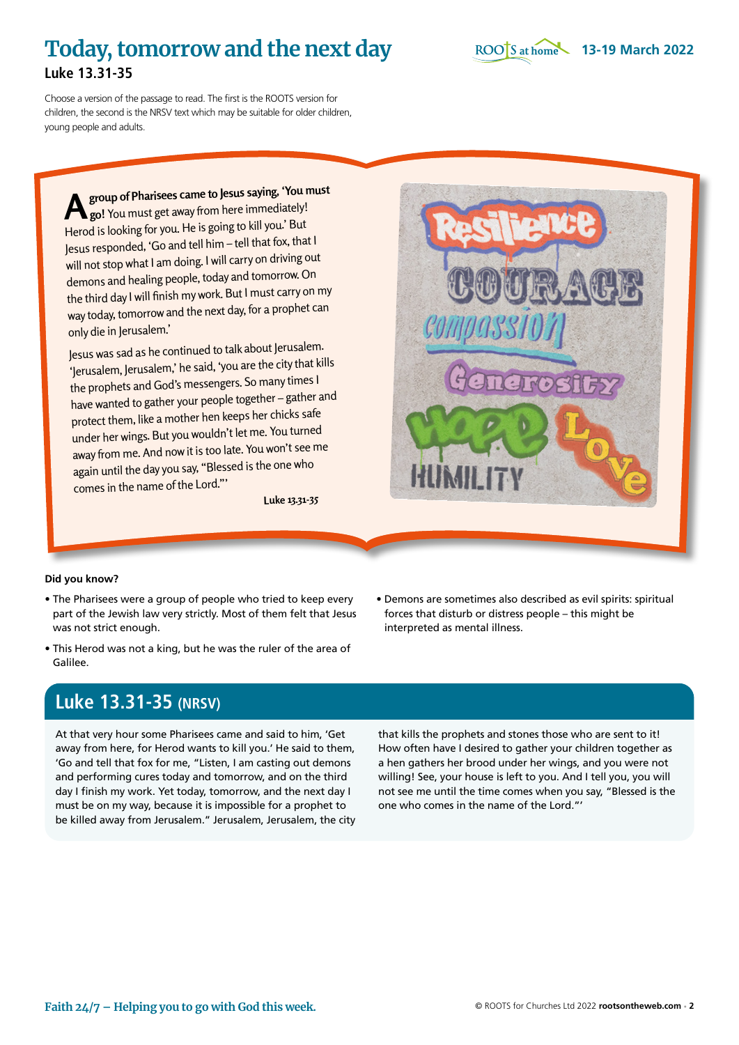# Today, tomorrow and the next day

**Luke 13.31-35**

13-19 March 2022

Choose a version of the passage to read. The first is the ROOTS version for children, the second is the NRSV text which may be suitable for older children, young people and adults.

**A group of Pharisees came to Jesus saying, 'You must go!** You must get away from here immediately! Herod is looking for you. He is going to kill you.' But Jesus responded, 'Go and tell him – tell that fox, that I will not stop what I am doing. I will carry on driving out demons and healing people, today and tomorrow. On the third day I will finish my work. But I must carry on my way today, tomorrow and the next day, for a prophet can only die in Jerusalem.'

Jesus was sad as he continued to talk about Jerusalem. 'Jerusalem, Jerusalem,' he said, 'you are the city that kills the prophets and God's messengers. So many times I have wanted to gather your people together – gather and protect them, like a mother hen keeps her chicks safe under her wings. But you wouldn't let me. You turned away from me. And now it is too late. You won't see me again until the day you say, "Blessed is the one who comes in the name of the Lord."'

**Luke 13.31-35**

Resilience
COURAGE
Compassion
Generosity
Hope
Love
HUMILITY

**Did you know?**

- The Pharisees were a group of people who tried to keep every part of the Jewish law very strictly. Most of them felt that Jesus was not strict enough.
- This Herod was not a king, but he was the ruler of the area of Galilee.
- Demons are sometimes also described as evil spirits: spiritual forces that disturb or distress people – this might be interpreted as mental illness.

## Luke 13.31-35 (NRSV)

At that very hour some Pharisees came and said to him, 'Get away from here, for Herod wants to kill you.' He said to them, 'Go and tell that fox for me, "Listen, I am casting out demons and performing cures today and tomorrow, and on the third day I finish my work. Yet today, tomorrow, and the next day I must be on my way, because it is impossible for a prophet to be killed away from Jerusalem." Jerusalem, Jerusalem, the city that kills the prophets and stones those who are sent to it! How often have I desired to gather your children together as a hen gathers her brood under her wings, and you were not willing! See, your house is left to you. And I tell you, you will not see me until the time comes when you say, "Blessed is the one who comes in the name of the Lord."'

Faith 24/7 – Helping you to go with God this week.

© ROOTS for Churches Ltd 2022 **rootsontheweb.com**